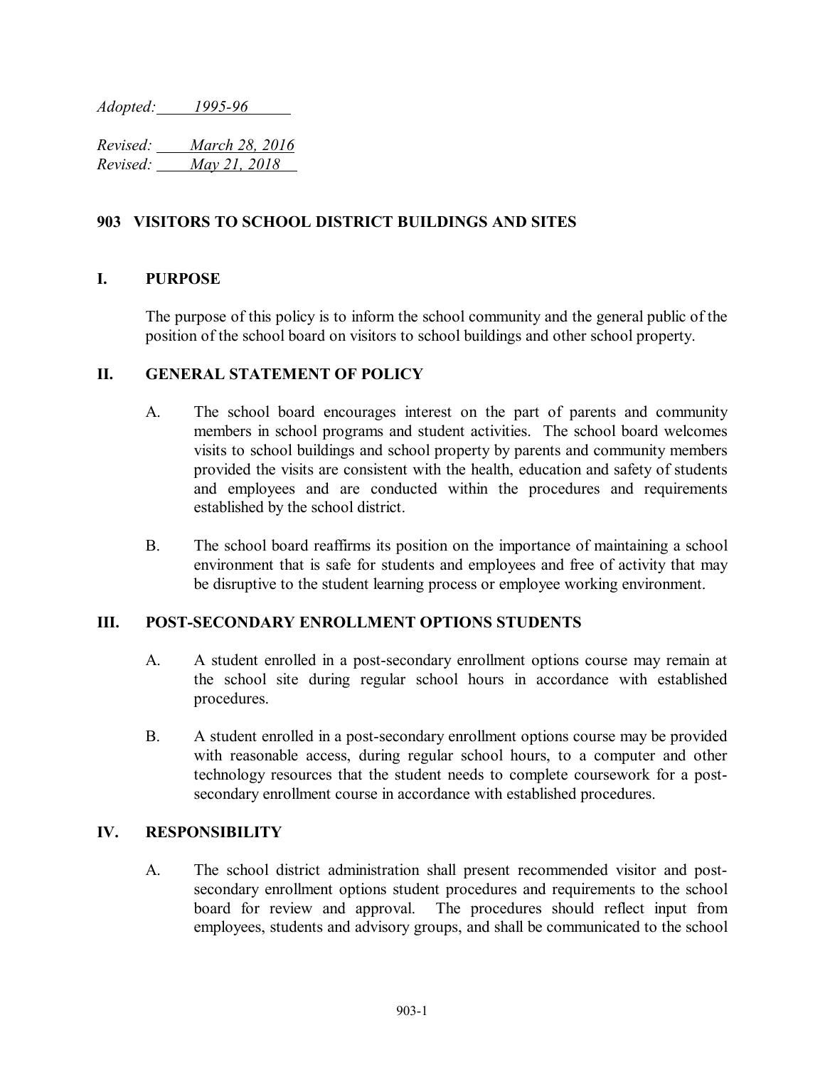*Adopted: 1995-96*

*Revised: March 28, 2016*
*Revised: May 21, 2018*

# 903 VISITORS TO SCHOOL DISTRICT BUILDINGS AND SITES

## I. PURPOSE

The purpose of this policy is to inform the school community and the general public of the position of the school board on visitors to school buildings and other school property.

## II. GENERAL STATEMENT OF POLICY

A. The school board encourages interest on the part of parents and community members in school programs and student activities. The school board welcomes visits to school buildings and school property by parents and community members provided the visits are consistent with the health, education and safety of students and employees and are conducted within the procedures and requirements established by the school district.

B. The school board reaffirms its position on the importance of maintaining a school environment that is safe for students and employees and free of activity that may be disruptive to the student learning process or employee working environment.

## III. POST-SECONDARY ENROLLMENT OPTIONS STUDENTS

A. A student enrolled in a post-secondary enrollment options course may remain at the school site during regular school hours in accordance with established procedures.

B. A student enrolled in a post-secondary enrollment options course may be provided with reasonable access, during regular school hours, to a computer and other technology resources that the student needs to complete coursework for a post-secondary enrollment course in accordance with established procedures.

## IV. RESPONSIBILITY

A. The school district administration shall present recommended visitor and post-secondary enrollment options student procedures and requirements to the school board for review and approval. The procedures should reflect input from employees, students and advisory groups, and shall be communicated to the school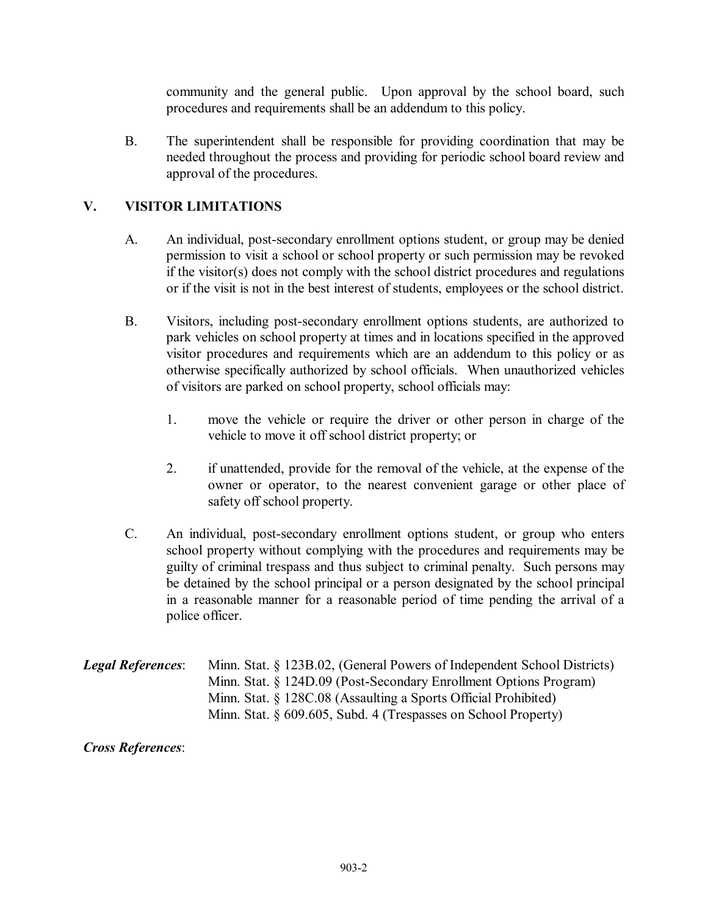community and the general public. Upon approval by the school board, such procedures and requirements shall be an addendum to this policy.

B. The superintendent shall be responsible for providing coordination that may be needed throughout the process and providing for periodic school board review and approval of the procedures.

## V. VISITOR LIMITATIONS

A. An individual, post-secondary enrollment options student, or group may be denied permission to visit a school or school property or such permission may be revoked if the visitor(s) does not comply with the school district procedures and regulations or if the visit is not in the best interest of students, employees or the school district.

B. Visitors, including post-secondary enrollment options students, are authorized to park vehicles on school property at times and in locations specified in the approved visitor procedures and requirements which are an addendum to this policy or as otherwise specifically authorized by school officials. When unauthorized vehicles of visitors are parked on school property, school officials may:

1. move the vehicle or require the driver or other person in charge of the vehicle to move it off school district property; or

2. if unattended, provide for the removal of the vehicle, at the expense of the owner or operator, to the nearest convenient garage or other place of safety off school property.

C. An individual, post-secondary enrollment options student, or group who enters school property without complying with the procedures and requirements may be guilty of criminal trespass and thus subject to criminal penalty. Such persons may be detained by the school principal or a person designated by the school principal in a reasonable manner for a reasonable period of time pending the arrival of a police officer.

***Legal References***: Minn. Stat. § 123B.02, (General Powers of Independent School Districts)
Minn. Stat. § 124D.09 (Post-Secondary Enrollment Options Program)
Minn. Stat. § 128C.08 (Assaulting a Sports Official Prohibited)
Minn. Stat. § 609.605, Subd. 4 (Trespasses on School Property)

***Cross References***: